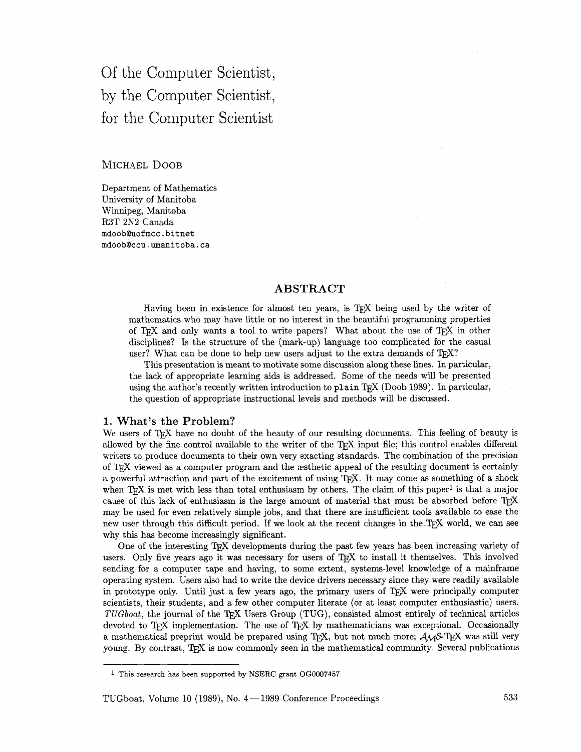# Of the Computer Scientist, by the Computer Scientist, for the Computer Scientist

MICHAEL DOOB

Department of Mathematics
University of Manitoba
Winnipeg, Manitoba
R3T 2N2 Canada
mdoob@uofmcc.bitnet
mdoob@ccu.umanitoba.ca

## ABSTRACT

Having been in existence for almost ten years, is TeX being used by the writer of mathematics who may have little or no interest in the beautiful programming properties of TeX and only wants a tool to write papers? What about the use of TeX in other disciplines? Is the structure of the (mark-up) language too complicated for the casual user? What can be done to help new users adjust to the extra demands of TeX?

This presentation is meant to motivate some discussion along these lines. In particular, the lack of appropriate learning aids is addressed. Some of the needs will be presented using the author's recently written introduction to `plain` TeX (Doob 1989). In particular, the question of appropriate instructional levels and methods will be discussed.

## 1. What's the Problem?

We users of TeX have no doubt of the beauty of our resulting documents. This feeling of beauty is allowed by the fine control available to the writer of the TeX input file; this control enables different writers to produce documents to their own very exacting standards. The combination of the precision of TeX viewed as a computer program and the æsthetic appeal of the resulting document is certainly a powerful attraction and part of the excitement of using TeX. It may come as something of a shock when TeX is met with less than total enthusiasm by others. The claim of this paper[1] is that a major cause of this lack of enthusiasm is the large amount of material that must be absorbed before TeX may be used for even relatively simple jobs, and that there are insufficient tools available to ease the new user through this difficult period. If we look at the recent changes in the TeX world, we can see why this has become increasingly significant.

One of the interesting TeX developments during the past few years has been increasing variety of users. Only five years ago it was necessary for users of TeX to install it themselves. This involved sending for a computer tape and having, to some extent, systems-level knowledge of a mainframe operating system. Users also had to write the device drivers necessary since they were readily available in prototype only. Until just a few years ago, the primary users of TeX were principally computer scientists, their students, and a few other computer literate (or at least computer enthusiastic) users. *TUGboat*, the journal of the TeX Users Group (TUG), consisted almost entirely of technical articles devoted to TeX implementation. The use of TeX by mathematicians was exceptional. Occasionally a mathematical preprint would be prepared using TeX, but not much more; $\mathcal{A}\mathcal{M}\mathcal{S}$-TeX was still very young. By contrast, TeX is now commonly seen in the mathematical community. Several publications

[1] This research has been supported by NSERC grant OG0007457.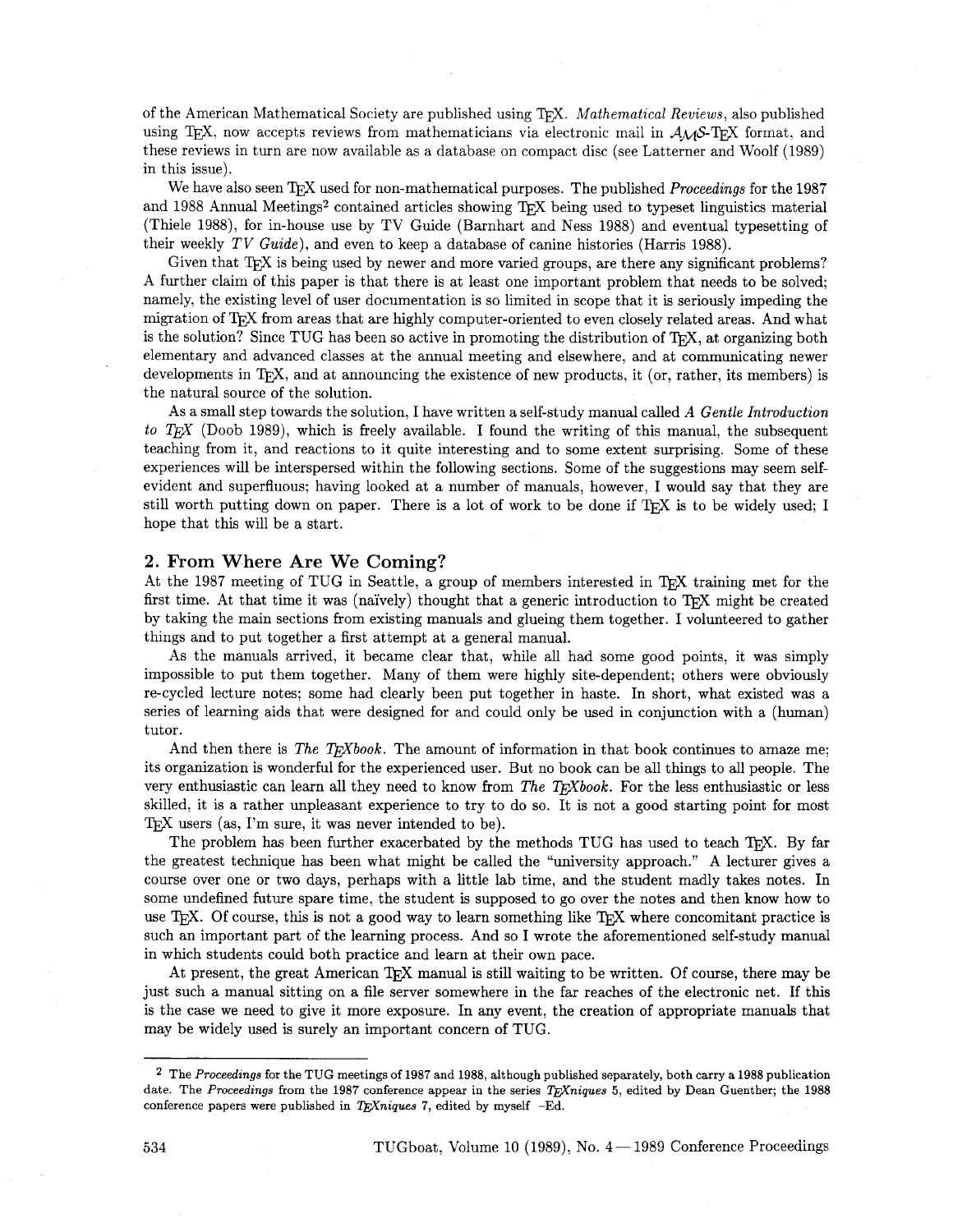of the American Mathematical Society are published using TeX. *Mathematical Reviews*, also published using TeX, now accepts reviews from mathematicians via electronic mail in AMS-TeX format, and these reviews in turn are now available as a database on compact disc (see Latterner and Woolf (1989) in this issue).

We have also seen TeX used for non-mathematical purposes. The published *Proceedings* for the 1987 and 1988 Annual Meetings[2] contained articles showing TeX being used to typeset linguistics material (Thiele 1988), for in-house use by TV Guide (Barnhart and Ness 1988) and eventual typesetting of their weekly *TV Guide*), and even to keep a database of canine histories (Harris 1988).

Given that TeX is being used by newer and more varied groups, are there any significant problems? A further claim of this paper is that there is at least one important problem that needs to be solved; namely, the existing level of user documentation is so limited in scope that it is seriously impeding the migration of TeX from areas that are highly computer-oriented to even closely related areas. And what is the solution? Since TUG has been so active in promoting the distribution of TeX, at organizing both elementary and advanced classes at the annual meeting and elsewhere, and at communicating newer developments in TeX, and at announcing the existence of new products, it (or, rather, its members) is the natural source of the solution.

As a small step towards the solution, I have written a self-study manual called *A Gentle Introduction to TeX* (Doob 1989), which is freely available. I found the writing of this manual, the subsequent teaching from it, and reactions to it quite interesting and to some extent surprising. Some of these experiences will be interspersed within the following sections. Some of the suggestions may seem self-evident and superfluous; having looked at a number of manuals, however, I would say that they are still worth putting down on paper. There is a lot of work to be done if TeX is to be widely used; I hope that this will be a start.

## 2. From Where Are We Coming?

At the 1987 meeting of TUG in Seattle, a group of members interested in TeX training met for the first time. At that time it was (naïvely) thought that a generic introduction to TeX might be created by taking the main sections from existing manuals and glueing them together. I volunteered to gather things and to put together a first attempt at a general manual.

As the manuals arrived, it became clear that, while all had some good points, it was simply impossible to put them together. Many of them were highly site-dependent; others were obviously re-cycled lecture notes; some had clearly been put together in haste. In short, what existed was a series of learning aids that were designed for and could only be used in conjunction with a (human) tutor.

And then there is *The TeXbook*. The amount of information in that book continues to amaze me; its organization is wonderful for the experienced user. But no book can be all things to all people. The very enthusiastic can learn all they need to know from *The TeXbook*. For the less enthusiastic or less skilled, it is a rather unpleasant experience to try to do so. It is not a good starting point for most TeX users (as, I'm sure, it was never intended to be).

The problem has been further exacerbated by the methods TUG has used to teach TeX. By far the greatest technique has been what might be called the "university approach." A lecturer gives a course over one or two days, perhaps with a little lab time, and the student madly takes notes. In some undefined future spare time, the student is supposed to go over the notes and then know how to use TeX. Of course, this is not a good way to learn something like TeX where concomitant practice is such an important part of the learning process. And so I wrote the aforementioned self-study manual in which students could both practice and learn at their own pace.

At present, the great American TeX manual is still waiting to be written. Of course, there may be just such a manual sitting on a file server somewhere in the far reaches of the electronic net. If this is the case we need to give it more exposure. In any event, the creation of appropriate manuals that may be widely used is surely an important concern of TUG.

---

[2] The *Proceedings* for the TUG meetings of 1987 and 1988, although published separately, both carry a 1988 publication date. The *Proceedings* from the 1987 conference appear in the series *TeXniques* 5, edited by Dean Guenther; the 1988 conference papers were published in *TeXniques* 7, edited by myself –Ed.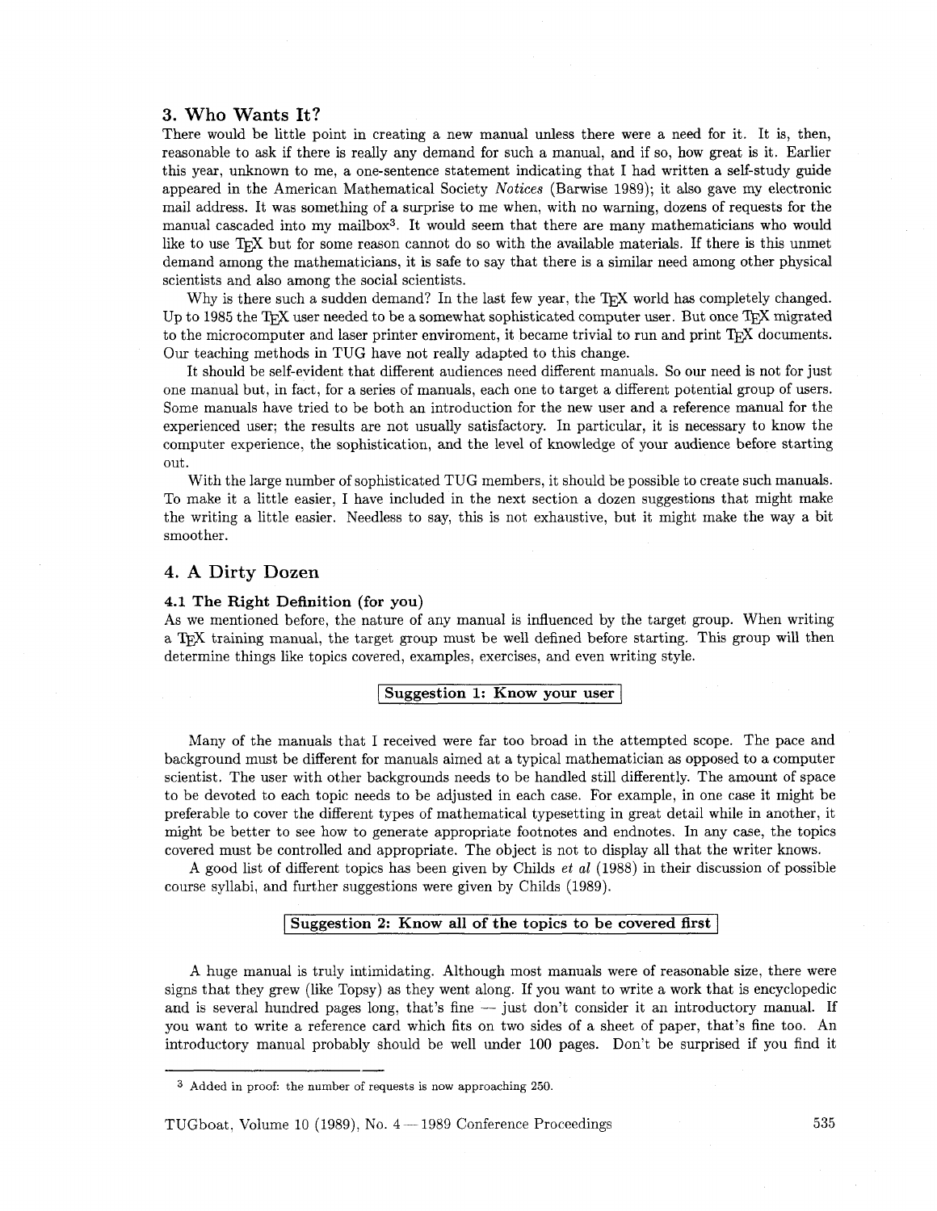## 3. Who Wants It?

There would be little point in creating a new manual unless there were a need for it. It is, then, reasonable to ask if there is really any demand for such a manual, and if so, how great is it. Earlier this year, unknown to me, a one-sentence statement indicating that I had written a self-study guide appeared in the American Mathematical Society *Notices* (Barwise 1989); it also gave my electronic mail address. It was something of a surprise to me when, with no warning, dozens of requests for the manual cascaded into my mailbox[3]. It would seem that there are many mathematicians who would like to use TeX but for some reason cannot do so with the available materials. If there is this unmet demand among the mathematicians, it is safe to say that there is a similar need among other physical scientists and also among the social scientists.

Why is there such a sudden demand? In the last few year, the TeX world has completely changed. Up to 1985 the TeX user needed to be a somewhat sophisticated computer user. But once TeX migrated to the microcomputer and laser printer enviroment, it became trivial to run and print TeX documents. Our teaching methods in TUG have not really adapted to this change.

It should be self-evident that different audiences need different manuals. So our need is not for just one manual but, in fact, for a series of manuals, each one to target a different potential group of users. Some manuals have tried to be both an introduction for the new user and a reference manual for the experienced user; the results are not usually satisfactory. In particular, it is necessary to know the computer experience, the sophistication, and the level of knowledge of your audience before starting out.

With the large number of sophisticated TUG members, it should be possible to create such manuals. To make it a little easier, I have included in the next section a dozen suggestions that might make the writing a little easier. Needless to say, this is not exhaustive, but it might make the way a bit smoother.

## 4. A Dirty Dozen

### 4.1 The Right Definition (for you)

As we mentioned before, the nature of any manual is influenced by the target group. When writing a TeX training manual, the target group must be well defined before starting. This group will then determine things like topics covered, examples, exercises, and even writing style.

**Suggestion 1: Know your user**

Many of the manuals that I received were far too broad in the attempted scope. The pace and background must be different for manuals aimed at a typical mathematician as opposed to a computer scientist. The user with other backgrounds needs to be handled still differently. The amount of space to be devoted to each topic needs to be adjusted in each case. For example, in one case it might be preferable to cover the different types of mathematical typesetting in great detail while in another, it might be better to see how to generate appropriate footnotes and endnotes. In any case, the topics covered must be controlled and appropriate. The object is not to display all that the writer knows.

A good list of different topics has been given by Childs *et al* (1988) in their discussion of possible course syllabi, and further suggestions were given by Childs (1989).

**Suggestion 2: Know all of the topics to be covered first**

A huge manual is truly intimidating. Although most manuals were of reasonable size, there were signs that they grew (like Topsy) as they went along. If you want to write a work that is encyclopedic and is several hundred pages long, that's fine — just don't consider it an introductory manual. If you want to write a reference card which fits on two sides of a sheet of paper, that's fine too. An introductory manual probably should be well under 100 pages. Don't be surprised if you find it

---

[3] Added in proof: the number of requests is now approaching 250.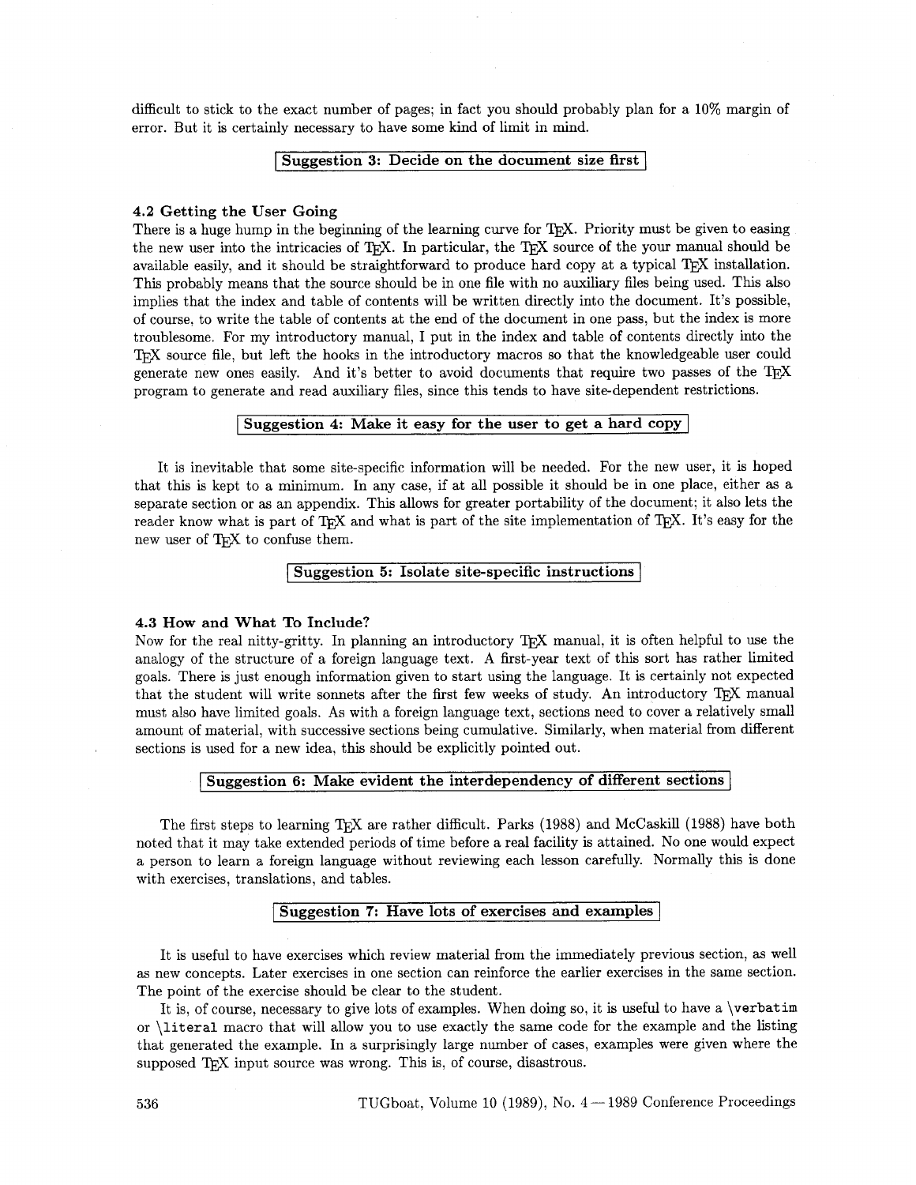difficult to stick to the exact number of pages; in fact you should probably plan for a 10% margin of error. But it is certainly necessary to have some kind of limit in mind.

**Suggestion 3: Decide on the document size first**

### 4.2 Getting the User Going

There is a huge hump in the beginning of the learning curve for TeX. Priority must be given to easing the new user into the intricacies of TeX. In particular, the TeX source of the your manual should be available easily, and it should be straightforward to produce hard copy at a typical TeX installation. This probably means that the source should be in one file with no auxiliary files being used. This also implies that the index and table of contents will be written directly into the document. It's possible, of course, to write the table of contents at the end of the document in one pass, but the index is more troublesome. For my introductory manual, I put in the index and table of contents directly into the TeX source file, but left the hooks in the introductory macros so that the knowledgeable user could generate new ones easily. And it's better to avoid documents that require two passes of the TeX program to generate and read auxiliary files, since this tends to have site-dependent restrictions.

**Suggestion 4: Make it easy for the user to get a hard copy**

It is inevitable that some site-specific information will be needed. For the new user, it is hoped that this is kept to a minimum. In any case, if at all possible it should be in one place, either as a separate section or as an appendix. This allows for greater portability of the document; it also lets the reader know what is part of TeX and what is part of the site implementation of TeX. It's easy for the new user of TeX to confuse them.

**Suggestion 5: Isolate site-specific instructions**

### 4.3 How and What To Include?

Now for the real nitty-gritty. In planning an introductory TeX manual, it is often helpful to use the analogy of the structure of a foreign language text. A first-year text of this sort has rather limited goals. There is just enough information given to start using the language. It is certainly not expected that the student will write sonnets after the first few weeks of study. An introductory TeX manual must also have limited goals. As with a foreign language text, sections need to cover a relatively small amount of material, with successive sections being cumulative. Similarly, when material from different sections is used for a new idea, this should be explicitly pointed out.

**Suggestion 6: Make evident the interdependency of different sections**

The first steps to learning TeX are rather difficult. Parks (1988) and McCaskill (1988) have both noted that it may take extended periods of time before a real facility is attained. No one would expect a person to learn a foreign language without reviewing each lesson carefully. Normally this is done with exercises, translations, and tables.

**Suggestion 7: Have lots of exercises and examples**

It is useful to have exercises which review material from the immediately previous section, as well as new concepts. Later exercises in one section can reinforce the earlier exercises in the same section. The point of the exercise should be clear to the student.

It is, of course, necessary to give lots of examples. When doing so, it is useful to have a `\verbatim` or `\literal` macro that will allow you to use exactly the same code for the example and the listing that generated the example. In a surprisingly large number of cases, examples were given where the supposed TeX input source was wrong. This is, of course, disastrous.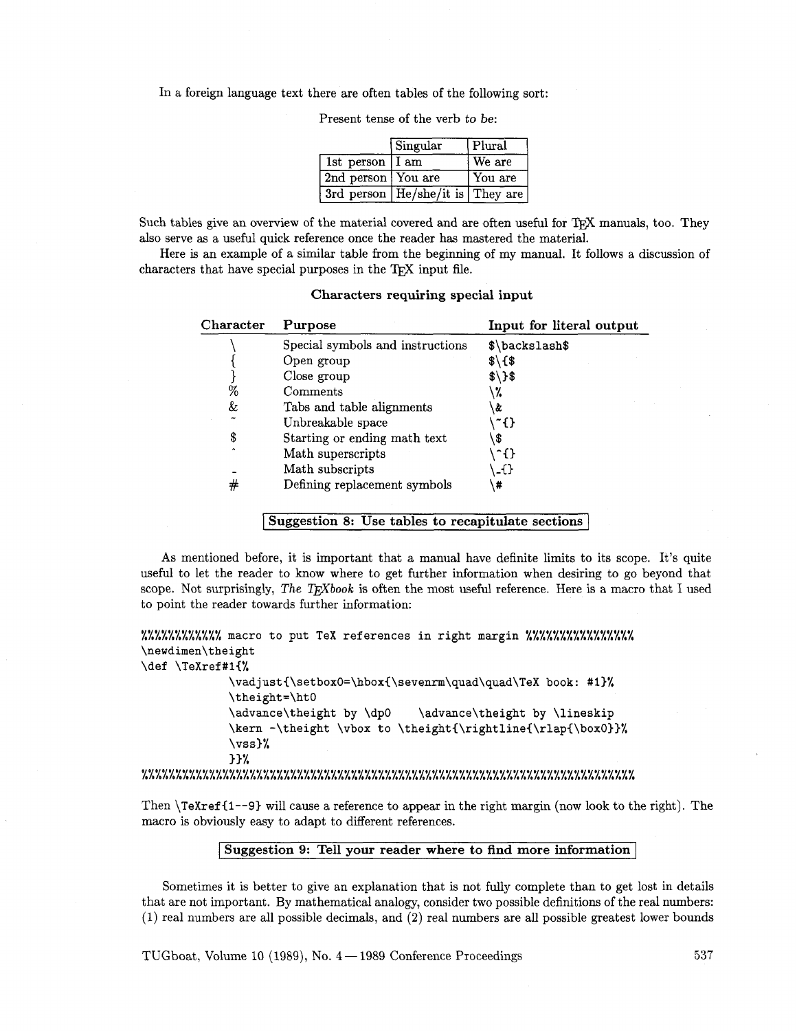In a foreign language text there are often tables of the following sort:

Present tense of the verb *to be*:

| | Singular | Plural |
|---|---|---|
| 1st person | I am | We are |
| 2nd person | You are | You are |
| 3rd person | He/she/it is | They are |

Such tables give an overview of the material covered and are often useful for TeX manuals, too. They also serve as a useful quick reference once the reader has mastered the material.

Here is an example of a similar table from the beginning of my manual. It follows a discussion of characters that have special purposes in the TeX input file.

**Characters requiring special input**

| Character | Purpose | Input for literal output |
|---|---|---|
| \ | Special symbols and instructions | `$\backslash$` |
| { | Open group | `$\{$` |
| } | Close group | `$\}$` |
| % | Comments | `\%` |
| & | Tabs and table alignments | `\&` |
| ~ | Unbreakable space | `\~{}` |
| $ | Starting or ending math text | `\$` |
| ^ | Math superscripts | `\^{}` |
| _ | Math subscripts | `\_{}` |
| # | Defining replacement symbols | `\#` |

**Suggestion 8: Use tables to recapitulate sections**

As mentioned before, it is important that a manual have definite limits to its scope. It's quite useful to let the reader to know where to get further information when desiring to go beyond that scope. Not surprisingly, *The TeXbook* is often the most useful reference. Here is a macro that I used to point the reader towards further information:

```
%%%%%%%%%%%% macro to put TeX references in right margin %%%%%%%%%%%%%%%
\newdimen\theight
\def \TeXref#1{%
          \vadjust{\setbox0=\hbox{\sevenrm\quad\quad\TeX book: #1}%
          \theight=\ht0
          \advance\theight by \dp0    \advance\theight by \lineskip
          \kern -\theight \vbox to \theight{\rightline{\rlap{\box0}}%
          \vss}%
          }}%
%%%%%%%%%%%%%%%%%%%%%%%%%%%%%%%%%%%%%%%%%%%%%%%%%%%%%%%%%%%%%%%%%%%%%%%%%%%
```

Then `\TeXref{1--9}` will cause a reference to appear in the right margin (now look to the right). The macro is obviously easy to adapt to different references.

**Suggestion 9: Tell your reader where to find more information**

Sometimes it is better to give an explanation that is not fully complete than to get lost in details that are not important. By mathematical analogy, consider two possible definitions of the real numbers: (1) real numbers are all possible decimals, and (2) real numbers are all possible greatest lower bounds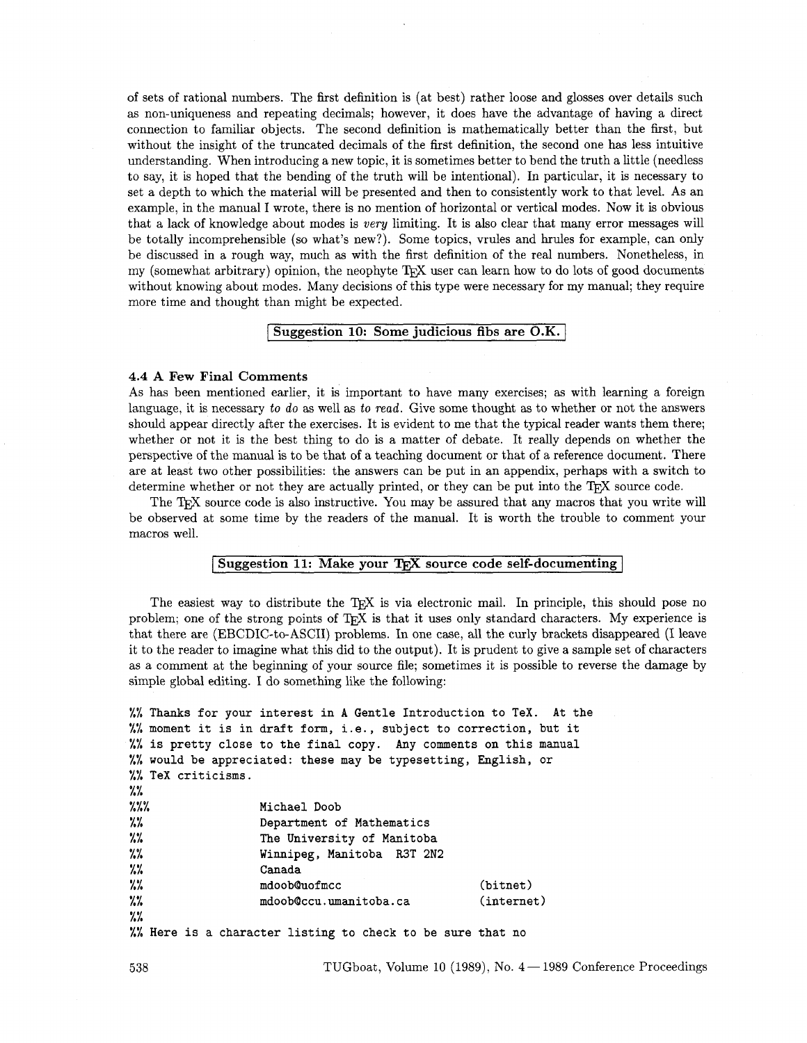of sets of rational numbers. The first definition is (at best) rather loose and glosses over details such as non-uniqueness and repeating decimals; however, it does have the advantage of having a direct connection to familiar objects. The second definition is mathematically better than the first, but without the insight of the truncated decimals of the first definition, the second one has less intuitive understanding. When introducing a new topic, it is sometimes better to bend the truth a little (needless to say, it is hoped that the bending of the truth will be intentional). In particular, it is necessary to set a depth to which the material will be presented and then to consistently work to that level. As an example, in the manual I wrote, there is no mention of horizontal or vertical modes. Now it is obvious that a lack of knowledge about modes is *very* limiting. It is also clear that many error messages will be totally incomprehensible (so what's new?). Some topics, vrules and hrules for example, can only be discussed in a rough way, much as with the first definition of the real numbers. Nonetheless, in my (somewhat arbitrary) opinion, the neophyte TeX user can learn how to do lots of good documents without knowing about modes. Many decisions of this type were necessary for my manual; they require more time and thought than might be expected.

**Suggestion 10: Some judicious fibs are O.K.**

### 4.4 A Few Final Comments

As has been mentioned earlier, it is important to have many exercises; as with learning a foreign language, it is necessary *to do* as well as *to read*. Give some thought as to whether or not the answers should appear directly after the exercises. It is evident to me that the typical reader wants them there; whether or not it is the best thing to do is a matter of debate. It really depends on whether the perspective of the manual is to be that of a teaching document or that of a reference document. There are at least two other possibilities: the answers can be put in an appendix, perhaps with a switch to determine whether or not they are actually printed, or they can be put into the TeX source code.

The TeX source code is also instructive. You may be assured that any macros that you write will be observed at some time by the readers of the manual. It is worth the trouble to comment your macros well.

**Suggestion 11: Make your TeX source code self-documenting**

The easiest way to distribute the TeX is via electronic mail. In principle, this should pose no problem; one of the strong points of TeX is that it uses only standard characters. My experience is that there are (EBCDIC-to-ASCII) problems. In one case, all the curly brackets disappeared (I leave it to the reader to imagine what this did to the output). It is prudent to give a sample set of characters as a comment at the beginning of your source file; sometimes it is possible to reverse the damage by simple global editing. I do something like the following:

```
%% Thanks for your interest in A Gentle Introduction to TeX.  At the
%% moment it is in draft form, i.e., subject to correction, but it
%% is pretty close to the final copy.  Any comments on this manual
%% would be appreciated: these may be typesetting, English, or
%% TeX criticisms.
%%
%%%                 Michael Doob
%%                  Department of Mathematics
%%                  The University of Manitoba
%%                  Winnipeg, Manitoba  R3T 2N2
%%                  Canada
%%                  mdoob@uofmcc                    (bitnet)
%%                  mdoob@ccu.umanitoba.ca          (internet)
%%
%% Here is a character listing to check to be sure that no
```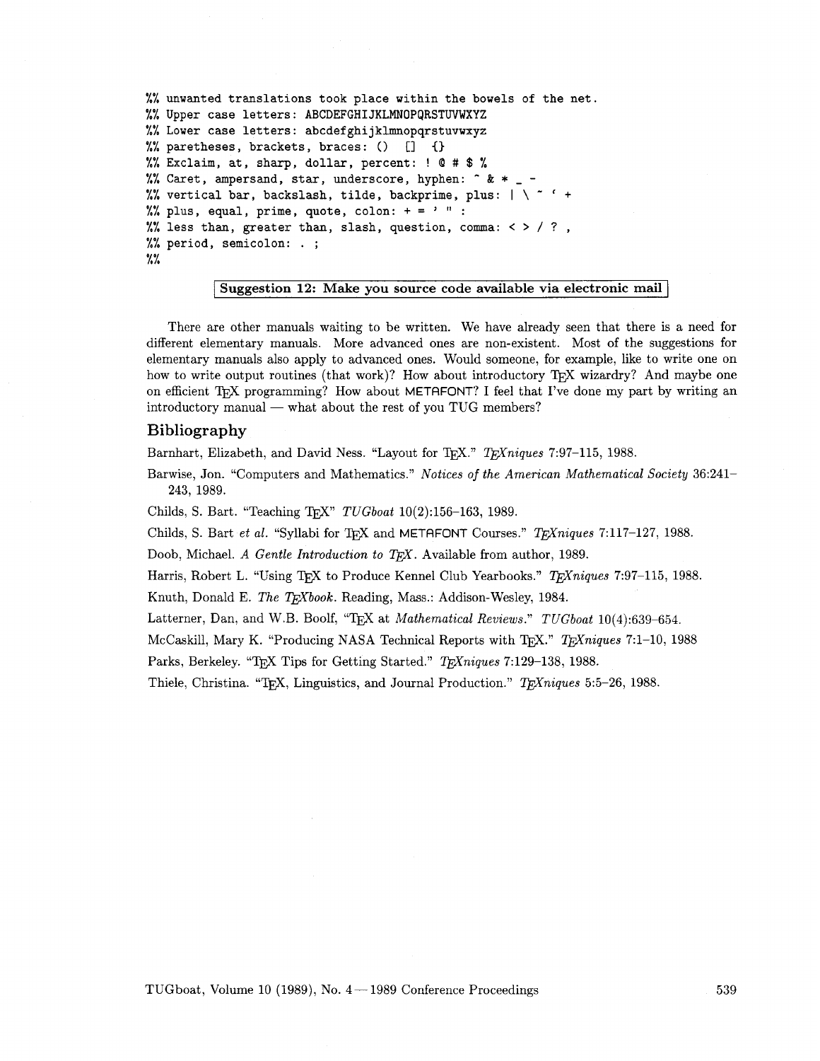```
%% unwanted translations took place within the bowels of the net.
%% Upper case letters: ABCDEFGHIJKLMNOPQRSTUVWXYZ
%% Lower case letters: abcdefghijklmnopqrstuvwxyz
%% paretheses, brackets, braces: () [] {}
%% Exclaim, at, sharp, dollar, percent: ! @ # $ %
%% Caret, ampersand, star, underscore, hyphen: ^ & * _ -
%% vertical bar, backslash, tilde, backprime, plus: | \ ~ ` +
%% plus, equal, prime, quote, colon: + = ' " :
%% less than, greater than, slash, question, comma: < > / ? ,
%% period, semicolon: . ;
%%
```

**Suggestion 12: Make you source code available via electronic mail**

There are other manuals waiting to be written. We have already seen that there is a need for different elementary manuals. More advanced ones are non-existent. Most of the suggestions for elementary manuals also apply to advanced ones. Would someone, for example, like to write one on how to write output routines (that work)? How about introductory TeX wizardry? And maybe one on efficient TeX programming? How about METAFONT? I feel that I've done my part by writing an introductory manual — what about the rest of you TUG members?

## Bibliography

Barnhart, Elizabeth, and David Ness. "Layout for TeX." *TeXniques* 7:97–115, 1988.

Barwise, Jon. "Computers and Mathematics." *Notices of the American Mathematical Society* 36:241–243, 1989.

Childs, S. Bart. "Teaching TeX" *TUGboat* 10(2):156–163, 1989.

Childs, S. Bart *et al.* "Syllabi for TeX and METAFONT Courses." *TeXniques* 7:117–127, 1988.

Doob, Michael. *A Gentle Introduction to TeX*. Available from author, 1989.

Harris, Robert L. "Using TeX to Produce Kennel Club Yearbooks." *TeXniques* 7:97–115, 1988.

Knuth, Donald E. *The TeXbook*. Reading, Mass.: Addison-Wesley, 1984.

Latterner, Dan, and W.B. Boolf, "TeX at *Mathematical Reviews*." *TUGboat* 10(4):639–654.

McCaskill, Mary K. "Producing NASA Technical Reports with TeX." *TeXniques* 7:1–10, 1988

Parks, Berkeley. "TeX Tips for Getting Started." *TeXniques* 7:129–138, 1988.

Thiele, Christina. "TeX, Linguistics, and Journal Production." *TeXniques* 5:5–26, 1988.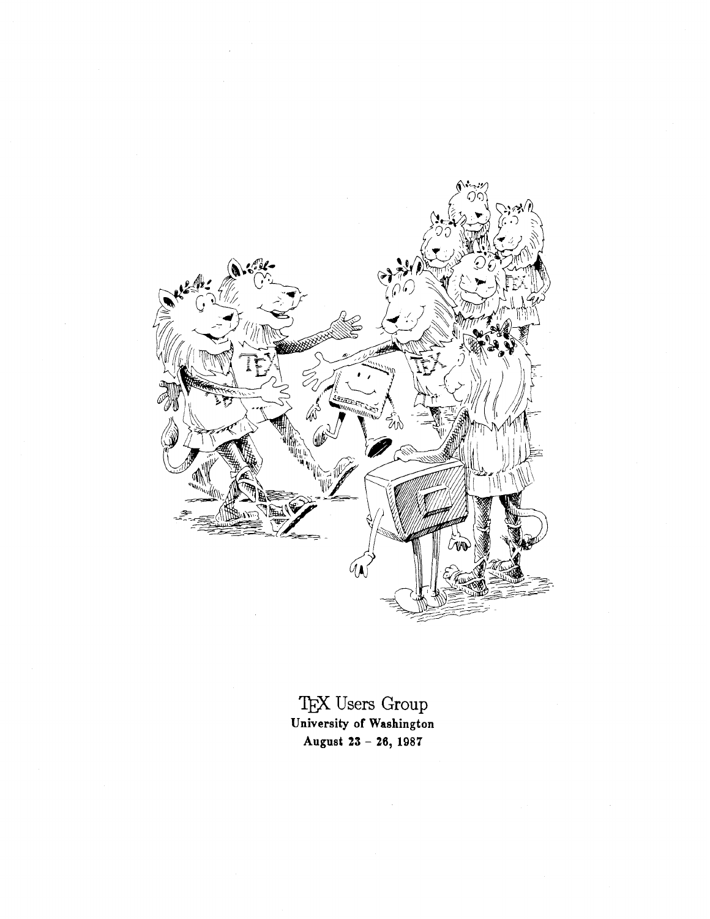TEX Users Group

**University of Washington**

**August 23 – 26, 1987**